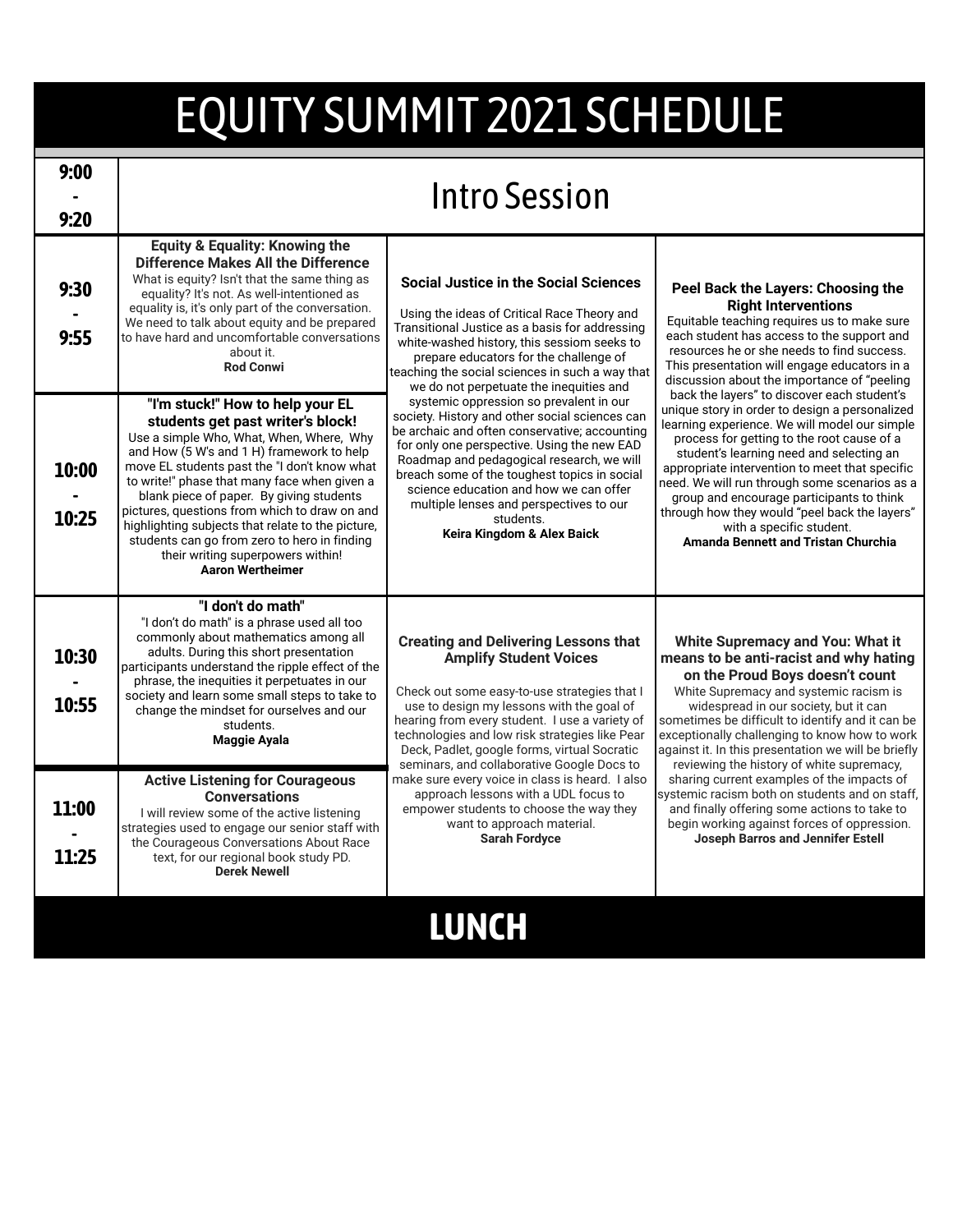# EQUITY SUMMIT 2021 SCHEDULE

| Time | Session | | |
|---|---|---|---|
| 9:00 - 9:20 | **Intro Session** | | |
| 9:30 - 9:55 | **Equity & Equality: Knowing the Difference Makes All the Difference**<br>What is equity? Isn't that the same thing as equality? It's not. As well-intentioned as equality is, it's only part of the conversation. We need to talk about equity and be prepared to have hard and uncomfortable conversations about it.<br>**Rod Conwi** | **Social Justice in the Social Sciences**<br>Using the ideas of Critical Race Theory and Transitional Justice as a basis for addressing white-washed history, this sessiom seeks to prepare educators for the challenge of teaching the social sciences in such a way that we do not perpetuate the inequities and systemic oppression so prevalent in our society. History and other social sciences can be archaic and often conservative; accounting for only one perspective. Using the new EAD Roadmap and pedagogical research, we will breach some of the toughest topics in social science education and how we can offer multiple lenses and perspectives to our students.<br>**Keira Kingdom & Alex Baick** | **Peel Back the Layers: Choosing the Right Interventions**<br>Equitable teaching requires us to make sure each student has access to the support and resources he or she needs to find success. This presentation will engage educators in a discussion about the importance of "peeling back the layers" to discover each student's unique story in order to design a personalized learning experience. We will model our simple process for getting to the root cause of a student's learning need and selecting an appropriate intervention to meet that specific need. We will run through some scenarios as a group and encourage participants to think through how they would "peel back the layers" with a specific student.<br>**Amanda Bennett and Tristan Churchia** |
| 10:00 - 10:25 | **"I'm stuck!" How to help your EL students get past writer's block!**<br>Use a simple Who, What, When, Where, Why and How (5 W's and 1 H) framework to help move EL students past the "I don't know what to write!" phase that many face when given a blank piece of paper. By giving students pictures, questions from which to draw on and highlighting subjects that relate to the picture, students can go from zero to hero in finding their writing superpowers within!<br>**Aaron Wertheimer** | | |
| 10:30 - 10:55 | **"I don't do math"**<br>"I don't do math" is a phrase used all too commonly about mathematics among all adults. During this short presentation participants understand the ripple effect of the phrase, the inequities it perpetuates in our society and learn some small steps to take to change the mindset for ourselves and our students.<br>**Maggie Ayala** | **Creating and Delivering Lessons that Amplify Student Voices**<br>Check out some easy-to-use strategies that I use to design my lessons with the goal of hearing from every student. I use a variety of technologies and low risk strategies like Pear Deck, Padlet, google forms, virtual Socratic seminars, and collaborative Google Docs to make sure every voice in class is heard. I also approach lessons with a UDL focus to empower students to choose the way they want to approach material.<br>**Sarah Fordyce** | **White Supremacy and You: What it means to be anti-racist and why hating on the Proud Boys doesn't count**<br>White Supremacy and systemic racism is widespread in our society, but it can sometimes be difficult to identify and it can be exceptionally challenging to know how to work against it. In this presentation we will be briefly reviewing the history of white supremacy, sharing current examples of the impacts of systemic racism both on students and on staff, and finally offering some actions to take to begin working against forces of oppression.<br>**Joseph Barros and Jennifer Estell** |
| 11:00 - 11:25 | **Active Listening for Courageous Conversations**<br>I will review some of the active listening strategies used to engage our senior staff with the Courageous Conversations About Race text, for our regional book study PD.<br>**Derek Newell** | | |
| | **LUNCH** | | |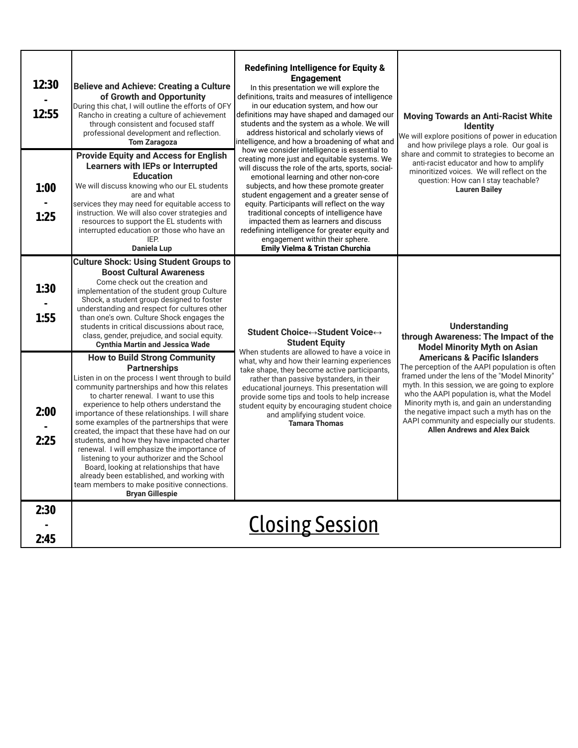| | | | |
|---|---|---|---|
| **12:30 - 12:55** | **Believe and Achieve: Creating a Culture of Growth and Opportunity**<br>During this chat, I will outline the efforts of OFY Rancho in creating a culture of achievement through consistent and focused staff professional development and reflection.<br>**Tom Zaragoza** | **Redefining Intelligence for Equity & Engagement**<br>In this presentation we will explore the definitions, traits and measures of intelligence in our education system, and how our definitions may have shaped and damaged our students and the system as a whole. We will address historical and scholarly views of intelligence, and how a broadening of what and how we consider intelligence is essential to creating more just and equitable systems. We will discuss the role of the arts, sports, social-emotional learning and other non-core subjects, and how these promote greater student engagement and a greater sense of equity. Participants will reflect on the way traditional concepts of intelligence have impacted them as learners and discuss redefining intelligence for greater equity and engagement within their sphere.<br>**Emily Vielma & Tristan Churchia** | **Moving Towards an Anti-Racist White Identity**<br>We will explore positions of power in education and how privilege plays a role. Our goal is share and commit to strategies to become an anti-racist educator and how to amplify minoritized voices. We will reflect on the question: How can I stay teachable?<br>**Lauren Bailey** |
| **1:00 - 1:25** | **Provide Equity and Access for English Learners with IEPs or Interrupted Education**<br>We will discuss knowing who our EL students are and what services they may need for equitable access to instruction. We will also cover strategies and resources to support the EL students with interrupted education or those who have an IEP.<br>**Daniela Lup** | | |
| **1:30 - 1:55** | **Culture Shock: Using Student Groups to Boost Cultural Awareness**<br>Come check out the creation and implementation of the student group Culture Shock, a student group designed to foster understanding and respect for cultures other than one's own. Culture Shock engages the students in critical discussions about race, class, gender, prejudice, and social equity.<br>**Cynthia Martin and Jessica Wade** | **Student Choice↔Student Voice↔ Student Equity**<br>When students are allowed to have a voice in what, why and how their learning experiences take shape, they become active participants, rather than passive bystanders, in their educational journeys. This presentation will provide some tips and tools to help increase student equity by encouraging student choice and amplifying student voice.<br>**Tamara Thomas** | **Understanding through Awareness: The Impact of the Model Minority Myth on Asian Americans & Pacific Islanders**<br>The perception of the AAPI population is often framed under the lens of the "Model Minority" myth. In this session, we are going to explore who the AAPI population is, what the Model Minority myth is, and gain an understanding the negative impact such a myth has on the AAPI community and especially our students.<br>**Allen Andrews and Alex Baick** |
| **2:00 - 2:25** | **How to Build Strong Community Partnerships**<br>Listen in on the process I went through to build community partnerships and how this relates to charter renewal. I want to use this experience to help others understand the importance of these relationships. I will share some examples of the partnerships that were created, the impact that these have had on our students, and how they have impacted charter renewal. I will emphasize the importance of listening to your authorizer and the School Board, looking at relationships that have already been established, and working with team members to make positive connections.<br>**Bryan Gillespie** | | |
| **2:30 - 2:45** | Closing Session | | |